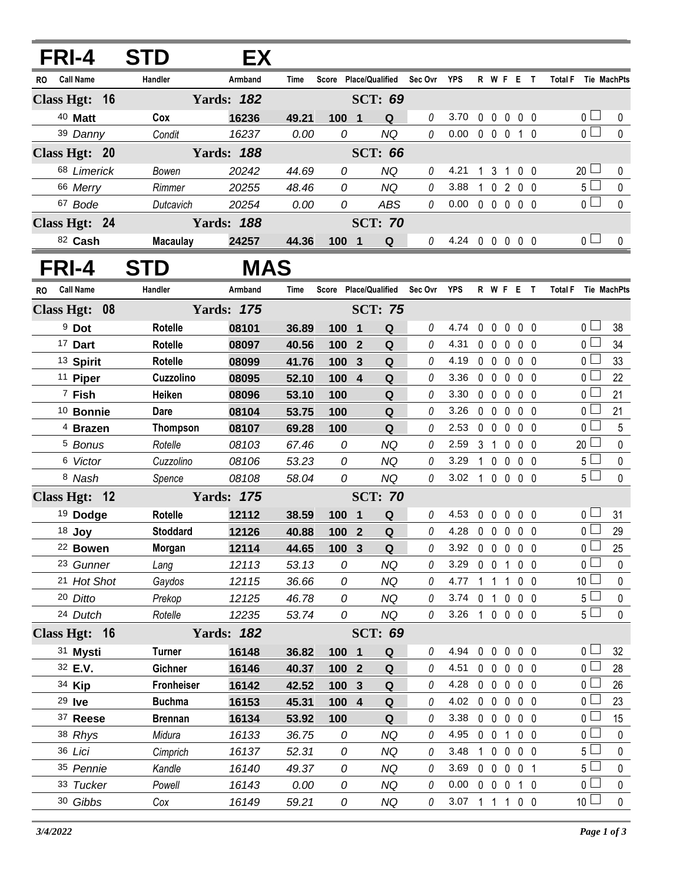# FRI-4 STD EX

| RO | Call Name | Handler | Armband | Time | Score | Place/Qualified | | Sec Ovr | YPS | R | W | F | E | T | Total F | Tie | MachPts |
|---|---|---|---|---|---|---|---|---|---|---|---|---|---|---|---|---|---|
| **Class Hgt: 16** | | **Yards: 182** | | | | **SCT: 69** | | | | | | | | | | | |
| 40 | **Matt** | **Cox** | **16236** | **49.21** | **100** | **1** | **Q** | 0 | 3.70 | 0 | 0 | 0 | 0 | 0 | 0 | ☐ | 0 |
| 39 | *Danny* | *Condit* | *16237* | *0.00* | *0* | | *NQ* | 0 | 0.00 | 0 | 0 | 0 | 1 | 0 | 0 | ☐ | 0 |
| **Class Hgt: 20** | | **Yards: 188** | | | | **SCT: 66** | | | | | | | | | | | |
| 68 | *Limerick* | *Bowen* | *20242* | *44.69* | *0* | | *NQ* | 0 | 4.21 | 1 | 3 | 1 | 0 | 0 | 20 | ☐ | 0 |
| 66 | *Merry* | *Rimmer* | *20255* | *48.46* | *0* | | *NQ* | 0 | 3.88 | 1 | 0 | 2 | 0 | 0 | 5 | ☐ | 0 |
| 67 | *Bode* | *Dutcavich* | *20254* | *0.00* | *0* | | *ABS* | 0 | 0.00 | 0 | 0 | 0 | 0 | 0 | 0 | ☐ | 0 |
| **Class Hgt: 24** | | **Yards: 188** | | | | **SCT: 70** | | | | | | | | | | | |
| 82 | **Cash** | **Macaulay** | **24257** | **44.36** | **100** | **1** | **Q** | 0 | 4.24 | 0 | 0 | 0 | 0 | 0 | 0 | ☐ | 0 |

# FRI-4 STD MAS

| RO | Call Name | Handler | Armband | Time | Score | Place/Qualified | | Sec Ovr | YPS | R | W | F | E | T | Total F | Tie | MachPts |
|---|---|---|---|---|---|---|---|---|---|---|---|---|---|---|---|---|---|
| **Class Hgt: 08** | | **Yards: 175** | | | | **SCT: 75** | | | | | | | | | | | |
| 9 | **Dot** | **Rotelle** | **08101** | **36.89** | **100** | **1** | **Q** | 0 | 4.74 | 0 | 0 | 0 | 0 | 0 | 0 | ☐ | 38 |
| 17 | **Dart** | **Rotelle** | **08097** | **40.56** | **100** | **2** | **Q** | 0 | 4.31 | 0 | 0 | 0 | 0 | 0 | 0 | ☐ | 34 |
| 13 | **Spirit** | **Rotelle** | **08099** | **41.76** | **100** | **3** | **Q** | 0 | 4.19 | 0 | 0 | 0 | 0 | 0 | 0 | ☐ | 33 |
| 11 | **Piper** | **Cuzzolino** | **08095** | **52.10** | **100** | **4** | **Q** | 0 | 3.36 | 0 | 0 | 0 | 0 | 0 | 0 | ☐ | 22 |
| 7 | **Fish** | **Heiken** | **08096** | **53.10** | **100** | | **Q** | 0 | 3.30 | 0 | 0 | 0 | 0 | 0 | 0 | ☐ | 21 |
| 10 | **Bonnie** | **Dare** | **08104** | **53.75** | **100** | | **Q** | 0 | 3.26 | 0 | 0 | 0 | 0 | 0 | 0 | ☐ | 21 |
| 4 | **Brazen** | **Thompson** | **08107** | **69.28** | **100** | | **Q** | 0 | 2.53 | 0 | 0 | 0 | 0 | 0 | 0 | ☐ | 5 |
| 5 | *Bonus* | *Rotelle* | *08103* | *67.46* | *0* | | *NQ* | 0 | 2.59 | 3 | 1 | 0 | 0 | 0 | 20 | ☐ | 0 |
| 6 | *Victor* | *Cuzzolino* | *08106* | *53.23* | *0* | | *NQ* | 0 | 3.29 | 1 | 0 | 0 | 0 | 0 | 5 | ☐ | 0 |
| 8 | *Nash* | *Spence* | *08108* | *58.04* | *0* | | *NQ* | 0 | 3.02 | 1 | 0 | 0 | 0 | 0 | 5 | ☐ | 0 |
| **Class Hgt: 12** | | **Yards: 175** | | | | **SCT: 70** | | | | | | | | | | | |
| 19 | **Dodge** | **Rotelle** | **12112** | **38.59** | **100** | **1** | **Q** | 0 | 4.53 | 0 | 0 | 0 | 0 | 0 | 0 | ☐ | 31 |
| 18 | **Joy** | **Stoddard** | **12126** | **40.88** | **100** | **2** | **Q** | 0 | 4.28 | 0 | 0 | 0 | 0 | 0 | 0 | ☐ | 29 |
| 22 | **Bowen** | **Morgan** | **12114** | **44.65** | **100** | **3** | **Q** | 0 | 3.92 | 0 | 0 | 0 | 0 | 0 | 0 | ☐ | 25 |
| 23 | *Gunner* | *Lang* | *12113* | *53.13* | *0* | | *NQ* | 0 | 3.29 | 0 | 0 | 1 | 0 | 0 | 0 | ☐ | 0 |
| 21 | *Hot Shot* | *Gaydos* | *12115* | *36.66* | *0* | | *NQ* | 0 | 4.77 | 1 | 1 | 1 | 0 | 0 | 10 | ☐ | 0 |
| 20 | *Ditto* | *Prekop* | *12125* | *46.78* | *0* | | *NQ* | 0 | 3.74 | 0 | 1 | 0 | 0 | 0 | 5 | ☐ | 0 |
| 24 | *Dutch* | *Rotelle* | *12235* | *53.74* | *0* | | *NQ* | 0 | 3.26 | 1 | 0 | 0 | 0 | 0 | 5 | ☐ | 0 |
| **Class Hgt: 16** | | **Yards: 182** | | | | **SCT: 69** | | | | | | | | | | | |
| 31 | **Mysti** | **Turner** | **16148** | **36.82** | **100** | **1** | **Q** | 0 | 4.94 | 0 | 0 | 0 | 0 | 0 | 0 | ☐ | 32 |
| 32 | **E.V.** | **Gichner** | **16146** | **40.37** | **100** | **2** | **Q** | 0 | 4.51 | 0 | 0 | 0 | 0 | 0 | 0 | ☐ | 28 |
| 34 | **Kip** | **Fronheiser** | **16142** | **42.52** | **100** | **3** | **Q** | 0 | 4.28 | 0 | 0 | 0 | 0 | 0 | 0 | ☐ | 26 |
| 29 | **Ive** | **Buchma** | **16153** | **45.31** | **100** | **4** | **Q** | 0 | 4.02 | 0 | 0 | 0 | 0 | 0 | 0 | ☐ | 23 |
| 37 | **Reese** | **Brennan** | **16134** | **53.92** | **100** | | **Q** | 0 | 3.38 | 0 | 0 | 0 | 0 | 0 | 0 | ☐ | 15 |
| 38 | *Rhys* | *Midura* | *16133* | *36.75* | *0* | | *NQ* | 0 | 4.95 | 0 | 0 | 1 | 0 | 0 | 0 | ☐ | 0 |
| 36 | *Lici* | *Cimprich* | *16137* | *52.31* | *0* | | *NQ* | 0 | 3.48 | 1 | 0 | 0 | 0 | 0 | 5 | ☐ | 0 |
| 35 | *Pennie* | *Kandle* | *16140* | *49.37* | *0* | | *NQ* | 0 | 3.69 | 0 | 0 | 0 | 0 | 1 | 5 | ☐ | 0 |
| 33 | *Tucker* | *Powell* | *16143* | *0.00* | *0* | | *NQ* | 0 | 0.00 | 0 | 0 | 0 | 1 | 0 | 0 | ☐ | 0 |
| 30 | *Gibbs* | *Cox* | *16149* | *59.21* | *0* | | *NQ* | 0 | 3.07 | 1 | 1 | 1 | 0 | 0 | 10 | ☐ | 0 |

*3/4/2022*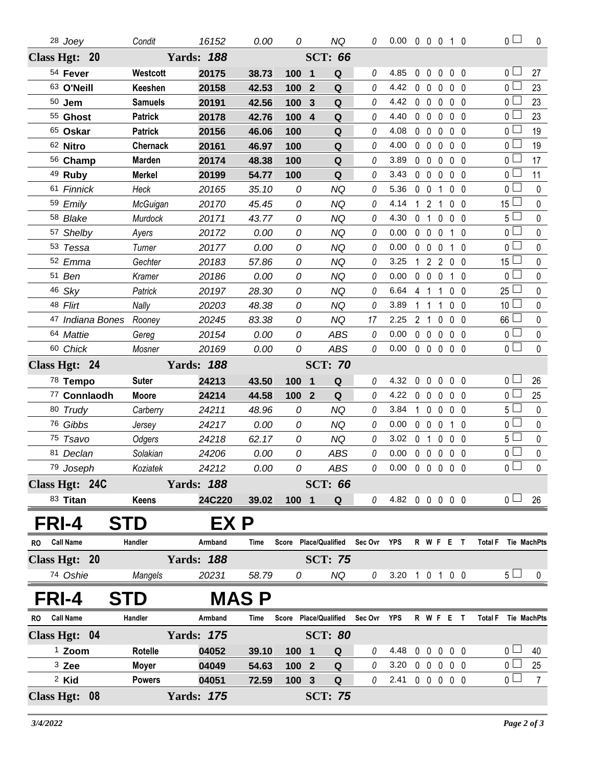| RO | Call Name | Handler | Armband | Time | Score | Place/Qualified | | Sec Ovr | YPS | R | W | F | E | T | Total F | Tie | MachPts |
|---|---|---|---|---|---|---|---|---|---|---|---|---|---|---|---|---|---|
| 28 | *Joey* | *Condit* | *16152* | *0.00* | *0* | | *NQ* | *0* | 0.00 | 0 | 0 | 0 | 1 | 0 | 0 | ☐ | 0 |
| **Class Hgt: 20** | | **Yards: 188** | | | | | **SCT: 66** | | | | | | | | | | |
| 54 | **Fever** | **Westcott** | **20175** | **38.73** | **100** | **1** | **Q** | *0* | 4.85 | 0 | 0 | 0 | 0 | 0 | 0 | ☐ | 27 |
| 63 | **O'Neill** | **Keeshen** | **20158** | **42.53** | **100** | **2** | **Q** | *0* | 4.42 | 0 | 0 | 0 | 0 | 0 | 0 | ☐ | 23 |
| 50 | **Jem** | **Samuels** | **20191** | **42.56** | **100** | **3** | **Q** | *0* | 4.42 | 0 | 0 | 0 | 0 | 0 | 0 | ☐ | 23 |
| 55 | **Ghost** | **Patrick** | **20178** | **42.76** | **100** | **4** | **Q** | *0* | 4.40 | 0 | 0 | 0 | 0 | 0 | 0 | ☐ | 23 |
| 65 | **Oskar** | **Patrick** | **20156** | **46.06** | **100** | | **Q** | *0* | 4.08 | 0 | 0 | 0 | 0 | 0 | 0 | ☐ | 19 |
| 62 | **Nitro** | **Chernack** | **20161** | **46.97** | **100** | | **Q** | *0* | 4.00 | 0 | 0 | 0 | 0 | 0 | 0 | ☐ | 19 |
| 56 | **Champ** | **Marden** | **20174** | **48.38** | **100** | | **Q** | *0* | 3.89 | 0 | 0 | 0 | 0 | 0 | 0 | ☐ | 17 |
| 49 | **Ruby** | **Merkel** | **20199** | **54.77** | **100** | | **Q** | *0* | 3.43 | 0 | 0 | 0 | 0 | 0 | 0 | ☐ | 11 |
| 61 | *Finnick* | *Heck* | *20165* | *35.10* | *0* | | *NQ* | *0* | 5.36 | 0 | 0 | 1 | 0 | 0 | 0 | ☐ | 0 |
| 59 | *Emily* | *McGuigan* | *20170* | *45.45* | *0* | | *NQ* | *0* | 4.14 | 1 | 2 | 1 | 0 | 0 | 15 | ☐ | 0 |
| 58 | *Blake* | *Murdock* | *20171* | *43.77* | *0* | | *NQ* | *0* | 4.30 | 0 | 1 | 0 | 0 | 0 | 5 | ☐ | 0 |
| 57 | *Shelby* | *Ayers* | *20172* | *0.00* | *0* | | *NQ* | *0* | 0.00 | 0 | 0 | 0 | 1 | 0 | 0 | ☐ | 0 |
| 53 | *Tessa* | *Turner* | *20177* | *0.00* | *0* | | *NQ* | *0* | 0.00 | 0 | 0 | 0 | 1 | 0 | 0 | ☐ | 0 |
| 52 | *Emma* | *Gechter* | *20183* | *57.86* | *0* | | *NQ* | *0* | 3.25 | 1 | 2 | 2 | 0 | 0 | 15 | ☐ | 0 |
| 51 | *Ben* | *Kramer* | *20186* | *0.00* | *0* | | *NQ* | *0* | 0.00 | 0 | 0 | 0 | 1 | 0 | 0 | ☐ | 0 |
| 46 | *Sky* | *Patrick* | *20197* | *28.30* | *0* | | *NQ* | *0* | 6.64 | 4 | 1 | 1 | 0 | 0 | 25 | ☐ | 0 |
| 48 | *Flirt* | *Nally* | *20203* | *48.38* | *0* | | *NQ* | *0* | 3.89 | 1 | 1 | 1 | 0 | 0 | 10 | ☐ | 0 |
| 47 | *Indiana Bones* | *Rooney* | *20245* | *83.38* | *0* | | *NQ* | *17* | 2.25 | 2 | 1 | 0 | 0 | 0 | 66 | ☐ | 0 |
| 64 | *Mattie* | *Gereg* | *20154* | *0.00* | *0* | | *ABS* | *0* | 0.00 | 0 | 0 | 0 | 0 | 0 | 0 | ☐ | 0 |
| 60 | *Chick* | *Mosner* | *20169* | *0.00* | *0* | | *ABS* | *0* | 0.00 | 0 | 0 | 0 | 0 | 0 | 0 | ☐ | 0 |
| **Class Hgt: 24** | | **Yards: 188** | | | | | **SCT: 70** | | | | | | | | | | |
| 78 | **Tempo** | **Suter** | **24213** | **43.50** | **100** | **1** | **Q** | *0* | 4.32 | 0 | 0 | 0 | 0 | 0 | 0 | ☐ | 26 |
| 77 | **Connlaodh** | **Moore** | **24214** | **44.58** | **100** | **2** | **Q** | *0* | 4.22 | 0 | 0 | 0 | 0 | 0 | 0 | ☐ | 25 |
| 80 | *Trudy* | *Carberry* | *24211* | *48.96* | *0* | | *NQ* | *0* | 3.84 | 1 | 0 | 0 | 0 | 0 | 5 | ☐ | 0 |
| 76 | *Gibbs* | *Jersey* | *24217* | *0.00* | *0* | | *NQ* | *0* | 0.00 | 0 | 0 | 0 | 1 | 0 | 0 | ☐ | 0 |
| 75 | *Tsavo* | *Odgers* | *24218* | *62.17* | *0* | | *NQ* | *0* | 3.02 | 0 | 1 | 0 | 0 | 0 | 5 | ☐ | 0 |
| 81 | *Declan* | *Solakian* | *24206* | *0.00* | *0* | | *ABS* | *0* | 0.00 | 0 | 0 | 0 | 0 | 0 | 0 | ☐ | 0 |
| 79 | *Joseph* | *Koziatek* | *24212* | *0.00* | *0* | | *ABS* | *0* | 0.00 | 0 | 0 | 0 | 0 | 0 | 0 | ☐ | 0 |
| **Class Hgt: 24C** | | **Yards: 188** | | | | | **SCT: 66** | | | | | | | | | | |
| 83 | **Titan** | **Keens** | **24C220** | **39.02** | **100** | **1** | **Q** | *0* | 4.82 | 0 | 0 | 0 | 0 | 0 | 0 | ☐ | 26 |

# FRI-4 STD EX P

| RO | Call Name | Handler | Armband | Time | Score | Place/Qualified | | Sec Ovr | YPS | R | W | F | E | T | Total F | Tie | MachPts |
|---|---|---|---|---|---|---|---|---|---|---|---|---|---|---|---|---|---|
| **Class Hgt: 20** | | **Yards: 188** | | | | | **SCT: 75** | | | | | | | | | | |
| 74 | *Oshie* | *Mangels* | *20231* | *58.79* | *0* | | *NQ* | *0* | 3.20 | 1 | 0 | 1 | 0 | 0 | 5 | ☐ | 0 |

# FRI-4 STD MAS P

| RO | Call Name | Handler | Armband | Time | Score | Place/Qualified | | Sec Ovr | YPS | R | W | F | E | T | Total F | Tie | MachPts |
|---|---|---|---|---|---|---|---|---|---|---|---|---|---|---|---|---|---|
| **Class Hgt: 04** | | **Yards: 175** | | | | | **SCT: 80** | | | | | | | | | | |
| 1 | **Zoom** | **Rotelle** | **04052** | **39.10** | **100** | **1** | **Q** | *0* | 4.48 | 0 | 0 | 0 | 0 | 0 | 0 | ☐ | 40 |
| 3 | **Zee** | **Moyer** | **04049** | **54.63** | **100** | **2** | **Q** | *0* | 3.20 | 0 | 0 | 0 | 0 | 0 | 0 | ☐ | 25 |
| 2 | **Kid** | **Powers** | **04051** | **72.59** | **100** | **3** | **Q** | *0* | 2.41 | 0 | 0 | 0 | 0 | 0 | 0 | ☐ | 7 |
| **Class Hgt: 08** | | **Yards: 175** | | | | | **SCT: 75** | | | | | | | | | | |

*3/4/2022*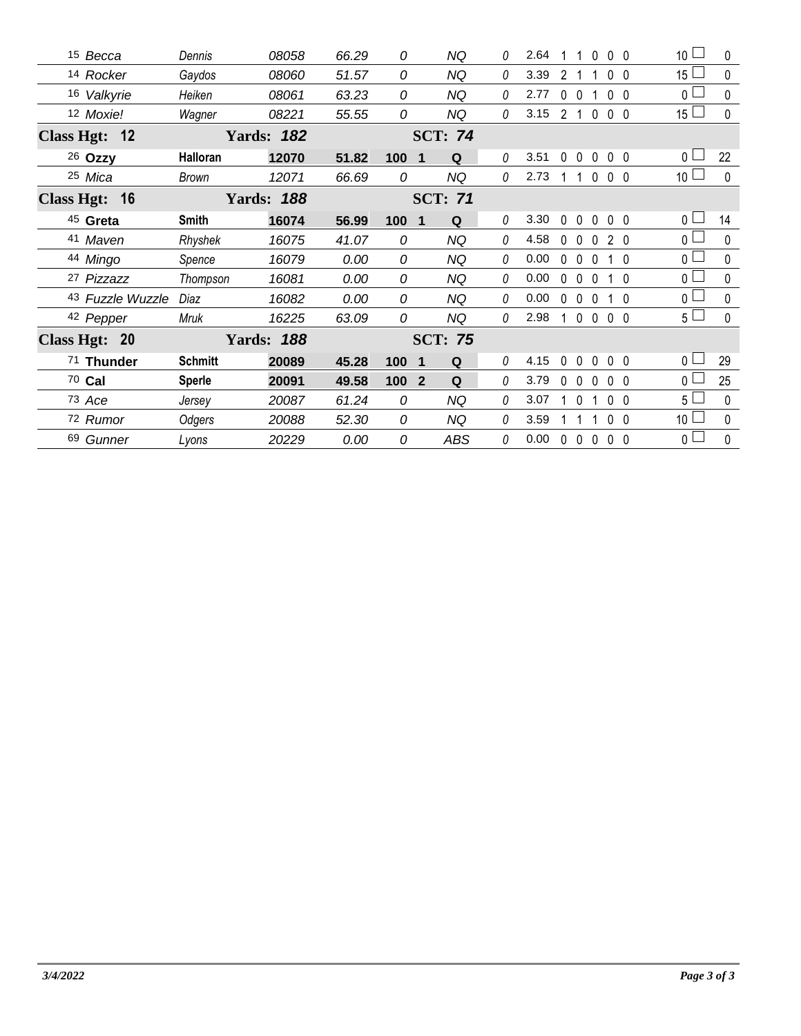| | | | | | | | | | | | | | | | | |
|---|---|---|---|---|---|---|---|---|---|---|---|---|---|---|---|---|
| 15 | *Becca* | *Dennis* | *08058* | *66.29* | *0* | | *NQ* | *0* | 2.64 | 1 | 1 | 0 | 0 | 0 | 10 | 0 |
| 14 | *Rocker* | *Gaydos* | *08060* | *51.57* | *0* | | *NQ* | *0* | 3.39 | 2 | 1 | 1 | 0 | 0 | 15 | 0 |
| 16 | *Valkyrie* | *Heiken* | *08061* | *63.23* | *0* | | *NQ* | *0* | 2.77 | 0 | 0 | 1 | 0 | 0 | 0 | 0 |
| 12 | *Moxie!* | *Wagner* | *08221* | *55.55* | *0* | | *NQ* | *0* | 3.15 | 2 | 1 | 0 | 0 | 0 | 15 | 0 |
| **Class Hgt: 12** | | **Yards: 182** | | | | **SCT: 74** | | | | | | | | | | |
| 26 | **Ozzy** | **Halloran** | **12070** | **51.82** | **100** | **1** | **Q** | *0* | 3.51 | 0 | 0 | 0 | 0 | 0 | 0 | 22 |
| 25 | *Mica* | *Brown* | *12071* | *66.69* | *0* | | *NQ* | *0* | 2.73 | 1 | 1 | 0 | 0 | 0 | 10 | 0 |
| **Class Hgt: 16** | | **Yards: 188** | | | | **SCT: 71** | | | | | | | | | | |
| 45 | **Greta** | **Smith** | **16074** | **56.99** | **100** | **1** | **Q** | *0* | 3.30 | 0 | 0 | 0 | 0 | 0 | 0 | 14 |
| 41 | *Maven* | *Rhyshek* | *16075* | *41.07* | *0* | | *NQ* | *0* | 4.58 | 0 | 0 | 0 | 2 | 0 | 0 | 0 |
| 44 | *Mingo* | *Spence* | *16079* | *0.00* | *0* | | *NQ* | *0* | 0.00 | 0 | 0 | 0 | 1 | 0 | 0 | 0 |
| 27 | *Pizzazz* | *Thompson* | *16081* | *0.00* | *0* | | *NQ* | *0* | 0.00 | 0 | 0 | 0 | 1 | 0 | 0 | 0 |
| 43 | *Fuzzle Wuzzle* | *Diaz* | *16082* | *0.00* | *0* | | *NQ* | *0* | 0.00 | 0 | 0 | 0 | 1 | 0 | 0 | 0 |
| 42 | *Pepper* | *Mruk* | *16225* | *63.09* | *0* | | *NQ* | *0* | 2.98 | 1 | 0 | 0 | 0 | 0 | 5 | 0 |
| **Class Hgt: 20** | | **Yards: 188** | | | | **SCT: 75** | | | | | | | | | | |
| 71 | **Thunder** | **Schmitt** | **20089** | **45.28** | **100** | **1** | **Q** | *0* | 4.15 | 0 | 0 | 0 | 0 | 0 | 0 | 29 |
| 70 | **Cal** | **Sperle** | **20091** | **49.58** | **100** | **2** | **Q** | *0* | 3.79 | 0 | 0 | 0 | 0 | 0 | 0 | 25 |
| 73 | *Ace* | *Jersey* | *20087* | *61.24* | *0* | | *NQ* | *0* | 3.07 | 1 | 0 | 1 | 0 | 0 | 5 | 0 |
| 72 | *Rumor* | *Odgers* | *20088* | *52.30* | *0* | | *NQ* | *0* | 3.59 | 1 | 1 | 1 | 0 | 0 | 10 | 0 |
| 69 | *Gunner* | *Lyons* | *20229* | *0.00* | *0* | | *ABS* | *0* | 0.00 | 0 | 0 | 0 | 0 | 0 | 0 | 0 |

*3/4/2022*